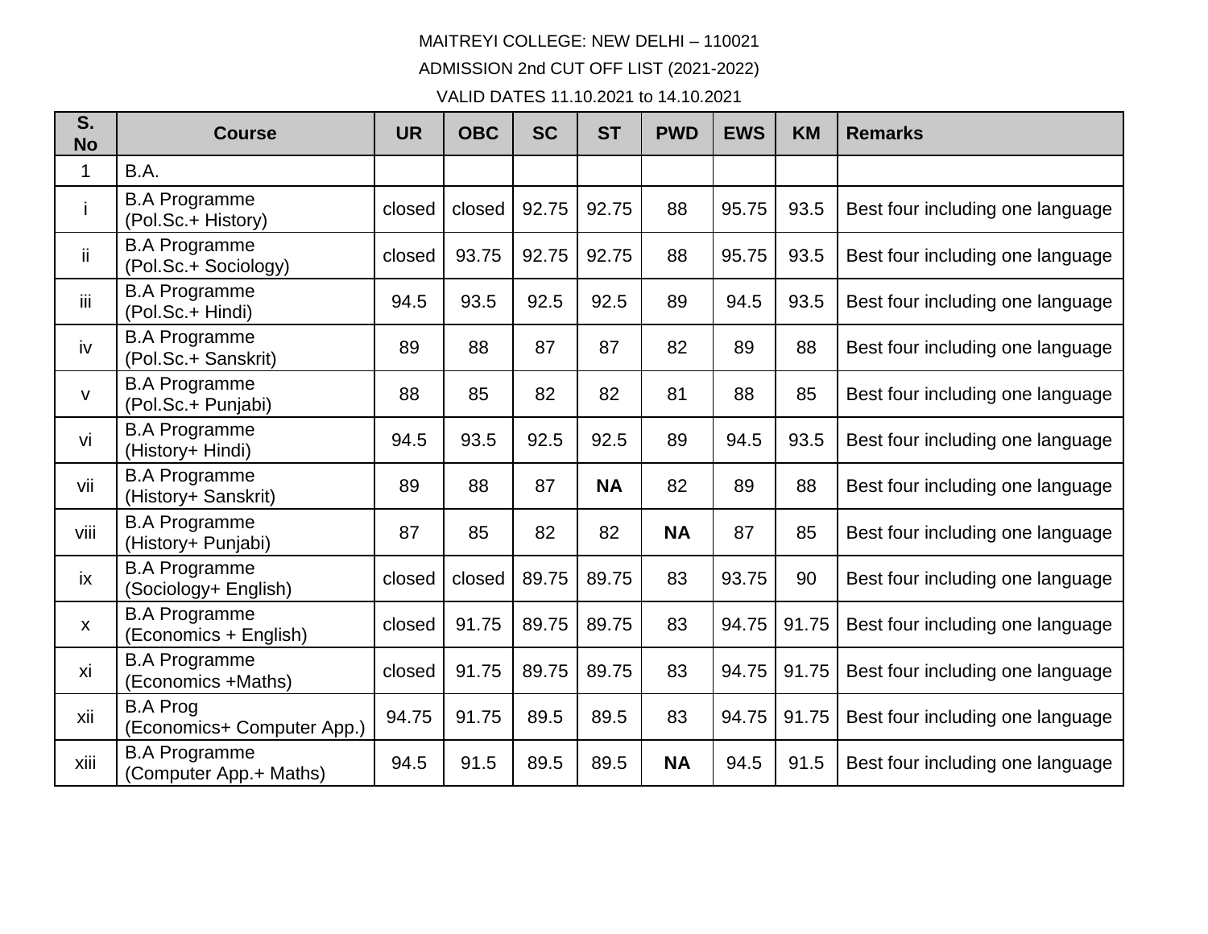MAITREYI COLLEGE: NEW DELHI – 110021

ADMISSION 2nd CUT OFF LIST (2021-2022)

VALID DATES 11.10.2021 to 14.10.2021

| S. No | Course | UR | OBC | SC | ST | PWD | EWS | KM | Remarks |
|---|---|---|---|---|---|---|---|---|---|
| 1 | B.A. | | | | | | | | |
| i | B.A Programme (Pol.Sc.+ History) | closed | closed | 92.75 | 92.75 | 88 | 95.75 | 93.5 | Best four including one language |
| ii | B.A Programme (Pol.Sc.+ Sociology) | closed | 93.75 | 92.75 | 92.75 | 88 | 95.75 | 93.5 | Best four including one language |
| iii | B.A Programme (Pol.Sc.+ Hindi) | 94.5 | 93.5 | 92.5 | 92.5 | 89 | 94.5 | 93.5 | Best four including one language |
| iv | B.A Programme (Pol.Sc.+ Sanskrit) | 89 | 88 | 87 | 87 | 82 | 89 | 88 | Best four including one language |
| v | B.A Programme (Pol.Sc.+ Punjabi) | 88 | 85 | 82 | 82 | 81 | 88 | 85 | Best four including one language |
| vi | B.A Programme (History+ Hindi) | 94.5 | 93.5 | 92.5 | 92.5 | 89 | 94.5 | 93.5 | Best four including one language |
| vii | B.A Programme (History+ Sanskrit) | 89 | 88 | 87 | **NA** | 82 | 89 | 88 | Best four including one language |
| viii | B.A Programme (History+ Punjabi) | 87 | 85 | 82 | 82 | **NA** | 87 | 85 | Best four including one language |
| ix | B.A Programme (Sociology+ English) | closed | closed | 89.75 | 89.75 | 83 | 93.75 | 90 | Best four including one language |
| x | B.A Programme (Economics + English) | closed | 91.75 | 89.75 | 89.75 | 83 | 94.75 | 91.75 | Best four including one language |
| xi | B.A Programme (Economics +Maths) | closed | 91.75 | 89.75 | 89.75 | 83 | 94.75 | 91.75 | Best four including one language |
| xii | B.A Prog (Economics+ Computer App.) | 94.75 | 91.75 | 89.5 | 89.5 | 83 | 94.75 | 91.75 | Best four including one language |
| xiii | B.A Programme (Computer App.+ Maths) | 94.5 | 91.5 | 89.5 | 89.5 | **NA** | 94.5 | 91.5 | Best four including one language |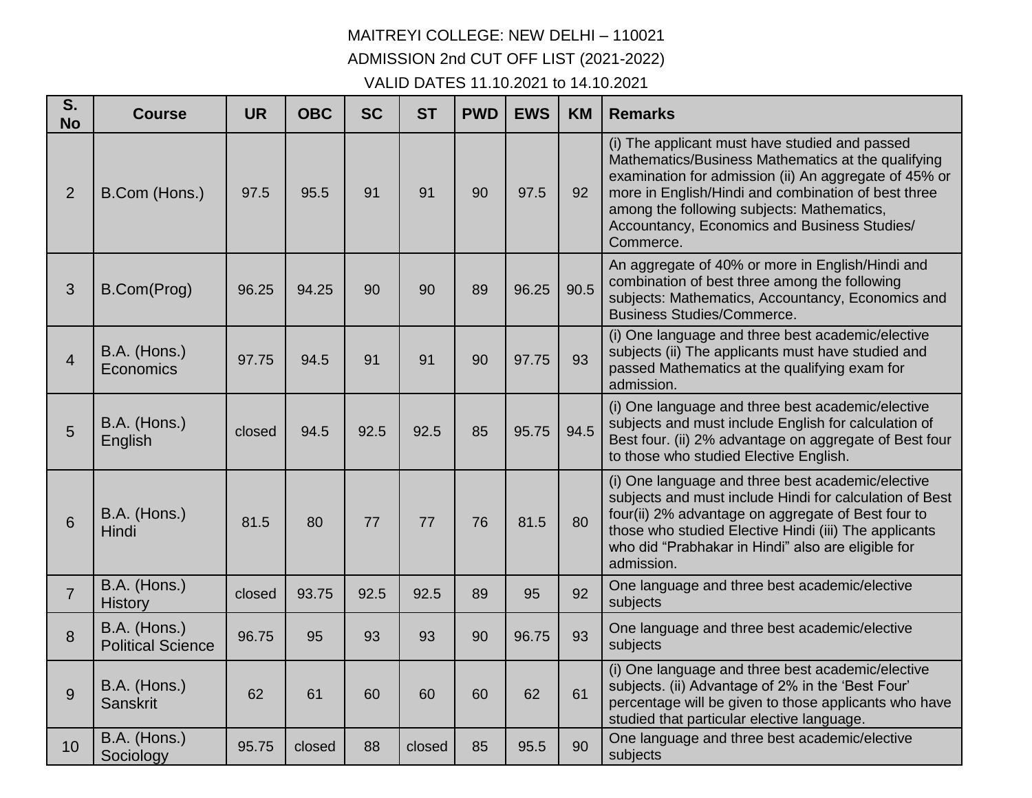MAITREYI COLLEGE: NEW DELHI – 110021

ADMISSION 2nd CUT OFF LIST (2021-2022)

VALID DATES 11.10.2021 to 14.10.2021

| S. No | Course | UR | OBC | SC | ST | PWD | EWS | KM | Remarks |
|---|---|---|---|---|---|---|---|---|---|
| 2 | B.Com (Hons.) | 97.5 | 95.5 | 91 | 91 | 90 | 97.5 | 92 | (i) The applicant must have studied and passed Mathematics/Business Mathematics at the qualifying examination for admission (ii) An aggregate of 45% or more in English/Hindi and combination of best three among the following subjects: Mathematics, Accountancy, Economics and Business Studies/ Commerce. |
| 3 | B.Com(Prog) | 96.25 | 94.25 | 90 | 90 | 89 | 96.25 | 90.5 | An aggregate of 40% or more in English/Hindi and combination of best three among the following subjects: Mathematics, Accountancy, Economics and Business Studies/Commerce. |
| 4 | B.A. (Hons.) Economics | 97.75 | 94.5 | 91 | 91 | 90 | 97.75 | 93 | (i) One language and three best academic/elective subjects (ii) The applicants must have studied and passed Mathematics at the qualifying exam for admission. |
| 5 | B.A. (Hons.) English | closed | 94.5 | 92.5 | 92.5 | 85 | 95.75 | 94.5 | (i) One language and three best academic/elective subjects and must include English for calculation of Best four. (ii) 2% advantage on aggregate of Best four to those who studied Elective English. |
| 6 | B.A. (Hons.) Hindi | 81.5 | 80 | 77 | 77 | 76 | 81.5 | 80 | (i) One language and three best academic/elective subjects and must include Hindi for calculation of Best four(ii) 2% advantage on aggregate of Best four to those who studied Elective Hindi (iii) The applicants who did "Prabhakar in Hindi" also are eligible for admission. |
| 7 | B.A. (Hons.) History | closed | 93.75 | 92.5 | 92.5 | 89 | 95 | 92 | One language and three best academic/elective subjects |
| 8 | B.A. (Hons.) Political Science | 96.75 | 95 | 93 | 93 | 90 | 96.75 | 93 | One language and three best academic/elective subjects |
| 9 | B.A. (Hons.) Sanskrit | 62 | 61 | 60 | 60 | 60 | 62 | 61 | (i) One language and three best academic/elective subjects. (ii) Advantage of 2% in the 'Best Four' percentage will be given to those applicants who have studied that particular elective language. |
| 10 | B.A. (Hons.) Sociology | 95.75 | closed | 88 | closed | 85 | 95.5 | 90 | One language and three best academic/elective subjects |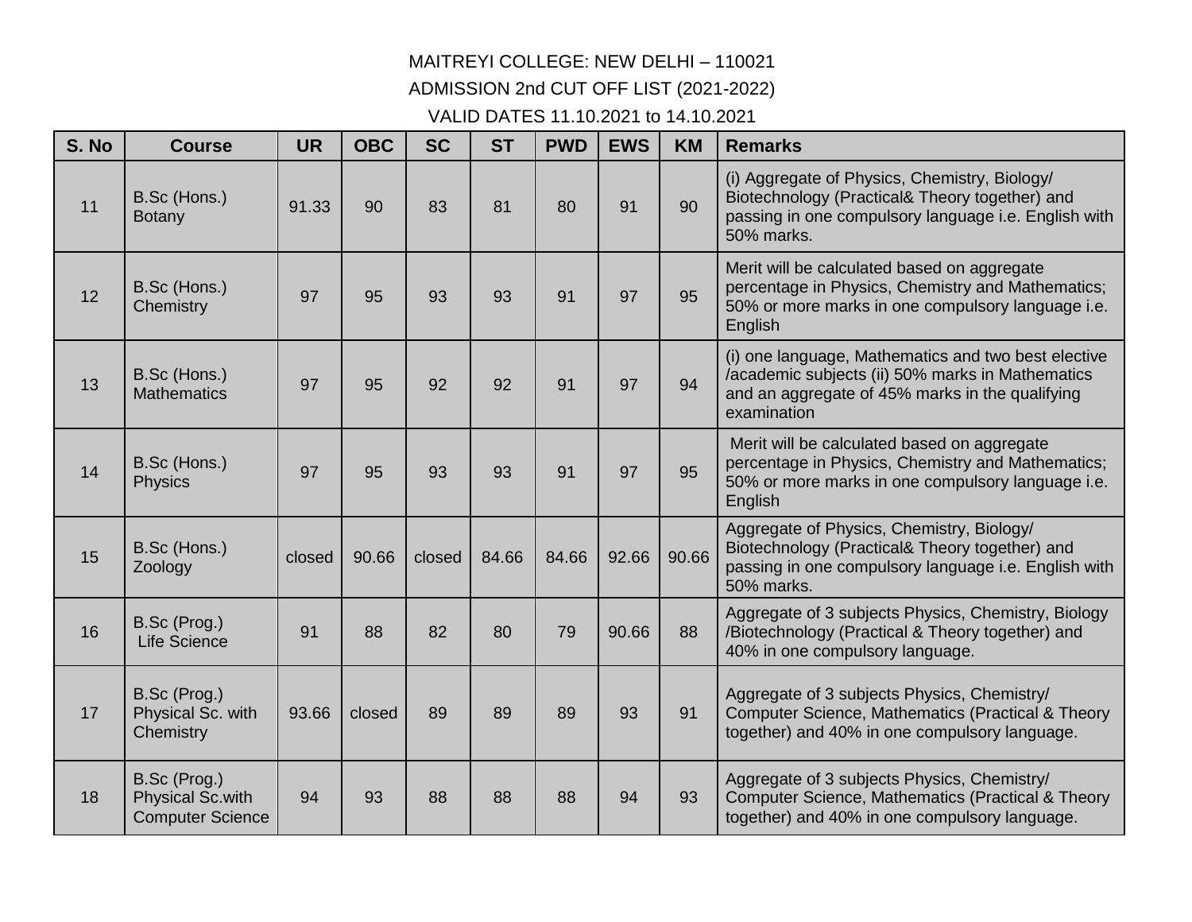MAITREYI COLLEGE: NEW DELHI – 110021

ADMISSION 2nd CUT OFF LIST (2021-2022)

VALID DATES 11.10.2021 to 14.10.2021

| S. No | Course | UR | OBC | SC | ST | PWD | EWS | KM | Remarks |
|---|---|---|---|---|---|---|---|---|---|
| 11 | B.Sc (Hons.) Botany | 91.33 | 90 | 83 | 81 | 80 | 91 | 90 | (i) Aggregate of Physics, Chemistry, Biology/ Biotechnology (Practical& Theory together) and passing in one compulsory language i.e. English with 50% marks. |
| 12 | B.Sc (Hons.) Chemistry | 97 | 95 | 93 | 93 | 91 | 97 | 95 | Merit will be calculated based on aggregate percentage in Physics, Chemistry and Mathematics; 50% or more marks in one compulsory language i.e. English |
| 13 | B.Sc (Hons.) Mathematics | 97 | 95 | 92 | 92 | 91 | 97 | 94 | (i) one language, Mathematics and two best elective /academic subjects (ii) 50% marks in Mathematics and an aggregate of 45% marks in the qualifying examination |
| 14 | B.Sc (Hons.) Physics | 97 | 95 | 93 | 93 | 91 | 97 | 95 | Merit will be calculated based on aggregate percentage in Physics, Chemistry and Mathematics; 50% or more marks in one compulsory language i.e. English |
| 15 | B.Sc (Hons.) Zoology | closed | 90.66 | closed | 84.66 | 84.66 | 92.66 | 90.66 | Aggregate of Physics, Chemistry, Biology/ Biotechnology (Practical& Theory together) and passing in one compulsory language i.e. English with 50% marks. |
| 16 | B.Sc (Prog.) Life Science | 91 | 88 | 82 | 80 | 79 | 90.66 | 88 | Aggregate of 3 subjects Physics, Chemistry, Biology /Biotechnology (Practical & Theory together) and 40% in one compulsory language. |
| 17 | B.Sc (Prog.) Physical Sc. with Chemistry | 93.66 | closed | 89 | 89 | 89 | 93 | 91 | Aggregate of 3 subjects Physics, Chemistry/ Computer Science, Mathematics (Practical & Theory together) and 40% in one compulsory language. |
| 18 | B.Sc (Prog.) Physical Sc.with Computer Science | 94 | 93 | 88 | 88 | 88 | 94 | 93 | Aggregate of 3 subjects Physics, Chemistry/ Computer Science, Mathematics (Practical & Theory together) and 40% in one compulsory language. |